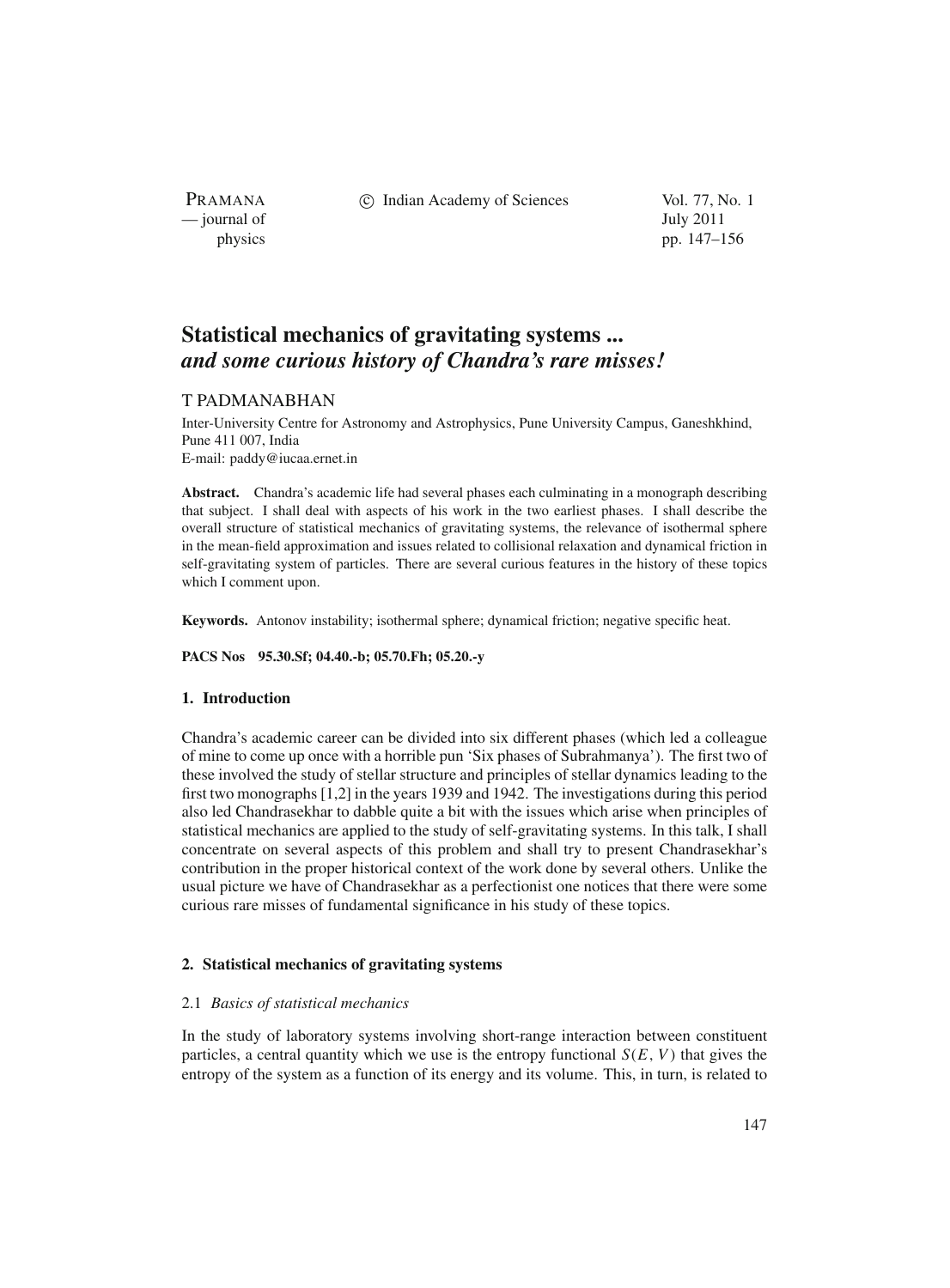# Statistical mechanics of gravitating systems ...
## *and some curious history of Chandra's rare misses!*

T PADMANABHAN

Inter-University Centre for Astronomy and Astrophysics, Pune University Campus, Ganeshkhind, Pune 411 007, India
E-mail: paddy@iucaa.ernet.in

**Abstract.** Chandra's academic life had several phases each culminating in a monograph describing that subject. I shall deal with aspects of his work in the two earliest phases. I shall describe the overall structure of statistical mechanics of gravitating systems, the relevance of isothermal sphere in the mean-field approximation and issues related to collisional relaxation and dynamical friction in self-gravitating system of particles. There are several curious features in the history of these topics which I comment upon.

**Keywords.** Antonov instability; isothermal sphere; dynamical friction; negative specific heat.

**PACS Nos 95.30.Sf; 04.40.-b; 05.70.Fh; 05.20.-y**

### 1. Introduction

Chandra's academic career can be divided into six different phases (which led a colleague of mine to come up once with a horrible pun 'Six phases of Subrahmanya'). The first two of these involved the study of stellar structure and principles of stellar dynamics leading to the first two monographs [1,2] in the years 1939 and 1942. The investigations during this period also led Chandrasekhar to dabble quite a bit with the issues which arise when principles of statistical mechanics are applied to the study of self-gravitating systems. In this talk, I shall concentrate on several aspects of this problem and shall try to present Chandrasekhar's contribution in the proper historical context of the work done by several others. Unlike the usual picture we have of Chandrasekhar as a perfectionist one notices that there were some curious rare misses of fundamental significance in his study of these topics.

### 2. Statistical mechanics of gravitating systems

#### 2.1 *Basics of statistical mechanics*

In the study of laboratory systems involving short-range interaction between constituent particles, a central quantity which we use is the entropy functional $S(E, V)$ that gives the entropy of the system as a function of its energy and its volume. This, in turn, is related to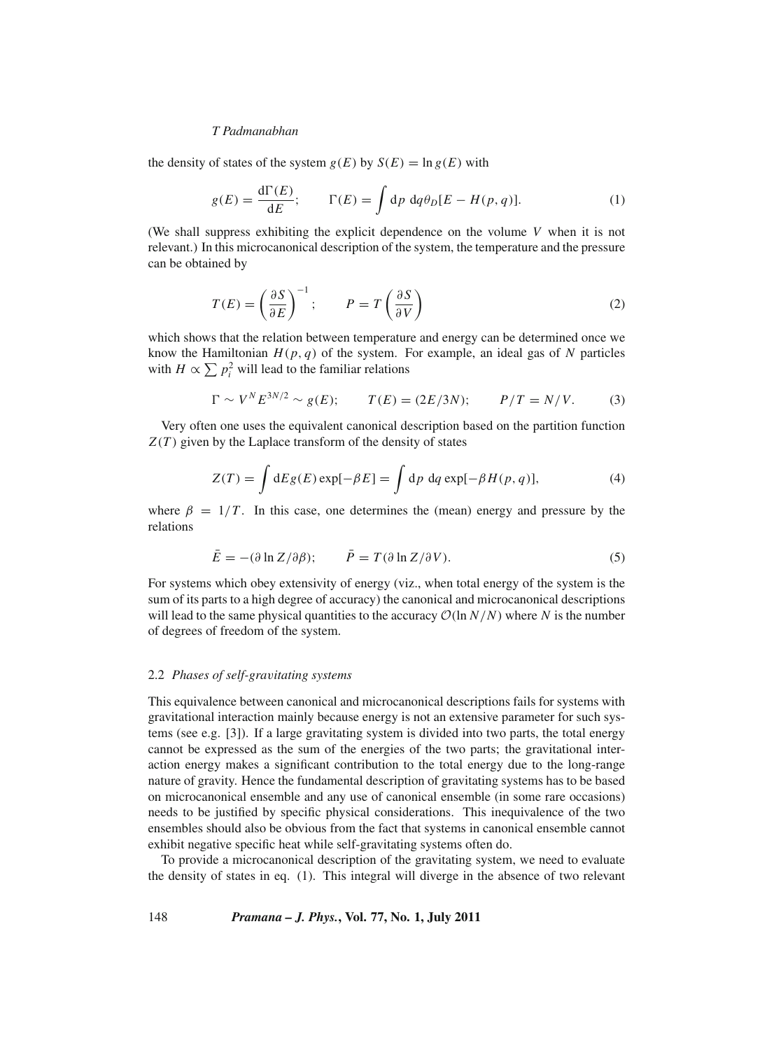the density of states of the system $g(E)$ by $S(E) = \ln g(E)$ with

$$g(E) = \frac{\mathrm{d}\Gamma(E)}{\mathrm{d}E}; \qquad \Gamma(E) = \int \mathrm{d}p \; \mathrm{d}q \theta_D[E - H(p, q)]. \tag{1}$$

(We shall suppress exhibiting the explicit dependence on the volume $V$ when it is not relevant.) In this microcanonical description of the system, the temperature and the pressure can be obtained by

$$T(E) = \left(\frac{\partial S}{\partial E}\right)^{-1}; \qquad P = T\left(\frac{\partial S}{\partial V}\right) \tag{2}$$

which shows that the relation between temperature and energy can be determined once we know the Hamiltonian $H(p, q)$ of the system. For example, an ideal gas of $N$ particles with $H \propto \sum p_i^2$ will lead to the familiar relations

$$\Gamma \sim V^N E^{3N/2} \sim g(E); \qquad T(E) = (2E/3N); \qquad P/T = N/V. \tag{3}$$

Very often one uses the equivalent canonical description based on the partition function $Z(T)$ given by the Laplace transform of the density of states

$$Z(T) = \int \mathrm{d}E g(E) \exp[-\beta E] = \int \mathrm{d}p \; \mathrm{d}q \exp[-\beta H(p, q)], \tag{4}$$

where $\beta = 1/T$. In this case, one determines the (mean) energy and pressure by the relations

$$\bar{E} = -(\partial \ln Z/\partial \beta); \qquad \bar{P} = T(\partial \ln Z/\partial V). \tag{5}$$

For systems which obey extensivity of energy (viz., when total energy of the system is the sum of its parts to a high degree of accuracy) the canonical and microcanonical descriptions will lead to the same physical quantities to the accuracy $\mathcal{O}(\ln N/N)$ where $N$ is the number of degrees of freedom of the system.

### 2.2 *Phases of self-gravitating systems*

This equivalence between canonical and microcanonical descriptions fails for systems with gravitational interaction mainly because energy is not an extensive parameter for such systems (see e.g. [3]). If a large gravitating system is divided into two parts, the total energy cannot be expressed as the sum of the energies of the two parts; the gravitational interaction energy makes a significant contribution to the total energy due to the long-range nature of gravity. Hence the fundamental description of gravitating systems has to be based on microcanonical ensemble and any use of canonical ensemble (in some rare occasions) needs to be justified by specific physical considerations. This inequivalence of the two ensembles should also be obvious from the fact that systems in canonical ensemble cannot exhibit negative specific heat while self-gravitating systems often do.

To provide a microcanonical description of the gravitating system, we need to evaluate the density of states in eq. (1). This integral will diverge in the absence of two relevant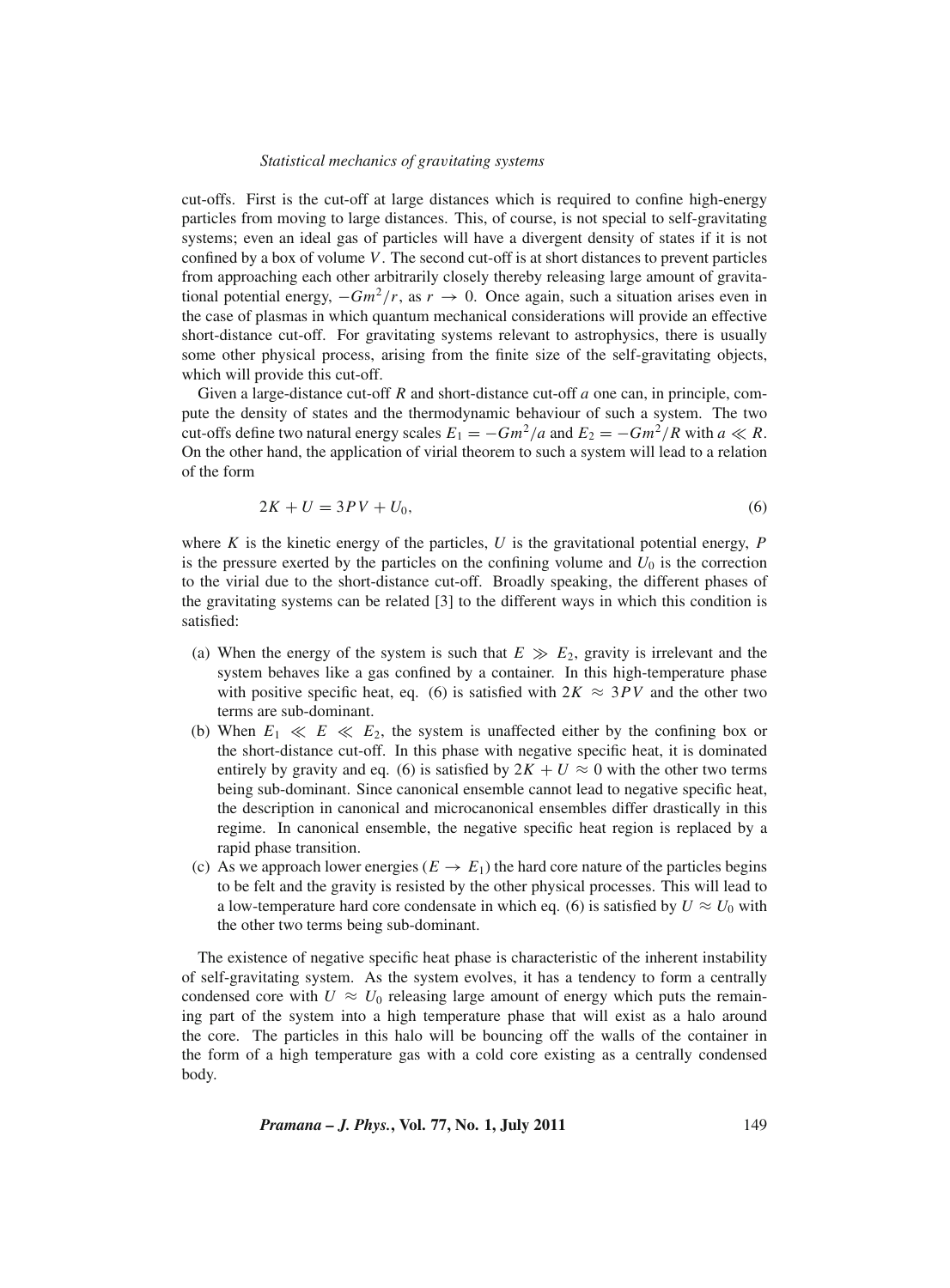cut-offs. First is the cut-off at large distances which is required to confine high-energy particles from moving to large distances. This, of course, is not special to self-gravitating systems; even an ideal gas of particles will have a divergent density of states if it is not confined by a box of volume $V$. The second cut-off is at short distances to prevent particles from approaching each other arbitrarily closely thereby releasing large amount of gravitational potential energy, $-Gm^2/r$, as $r \to 0$. Once again, such a situation arises even in the case of plasmas in which quantum mechanical considerations will provide an effective short-distance cut-off. For gravitating systems relevant to astrophysics, there is usually some other physical process, arising from the finite size of the self-gravitating objects, which will provide this cut-off.

Given a large-distance cut-off $R$ and short-distance cut-off $a$ one can, in principle, compute the density of states and the thermodynamic behaviour of such a system. The two cut-offs define two natural energy scales $E_1 = -Gm^2/a$ and $E_2 = -Gm^2/R$ with $a \ll R$. On the other hand, the application of virial theorem to such a system will lead to a relation of the form

$$2K + U = 3PV + U_0, \tag{6}$$

where $K$ is the kinetic energy of the particles, $U$ is the gravitational potential energy, $P$ is the pressure exerted by the particles on the confining volume and $U_0$ is the correction to the virial due to the short-distance cut-off. Broadly speaking, the different phases of the gravitating systems can be related [3] to the different ways in which this condition is satisfied:

(a) When the energy of the system is such that $E \gg E_2$, gravity is irrelevant and the system behaves like a gas confined by a container. In this high-temperature phase with positive specific heat, eq. (6) is satisfied with $2K \approx 3PV$ and the other two terms are sub-dominant.

(b) When $E_1 \ll E \ll E_2$, the system is unaffected either by the confining box or the short-distance cut-off. In this phase with negative specific heat, it is dominated entirely by gravity and eq. (6) is satisfied by $2K + U \approx 0$ with the other two terms being sub-dominant. Since canonical ensemble cannot lead to negative specific heat, the description in canonical and microcanonical ensembles differ drastically in this regime. In canonical ensemble, the negative specific heat region is replaced by a rapid phase transition.

(c) As we approach lower energies ($E \to E_1$) the hard core nature of the particles begins to be felt and the gravity is resisted by the other physical processes. This will lead to a low-temperature hard core condensate in which eq. (6) is satisfied by $U \approx U_0$ with the other two terms being sub-dominant.

The existence of negative specific heat phase is characteristic of the inherent instability of self-gravitating system. As the system evolves, it has a tendency to form a centrally condensed core with $U \approx U_0$ releasing large amount of energy which puts the remaining part of the system into a high temperature phase that will exist as a halo around the core. The particles in this halo will be bouncing off the walls of the container in the form of a high temperature gas with a cold core existing as a centrally condensed body.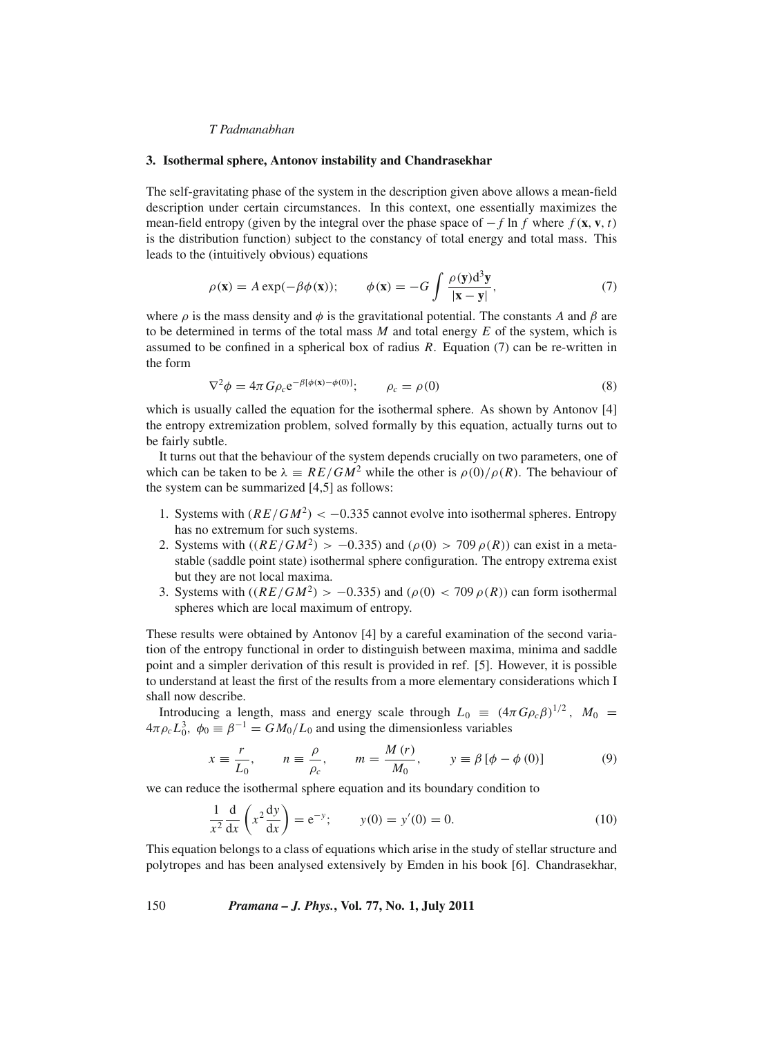### 3. Isothermal sphere, Antonov instability and Chandrasekhar

The self-gravitating phase of the system in the description given above allows a mean-field description under certain circumstances. In this context, one essentially maximizes the mean-field entropy (given by the integral over the phase space of $-f \ln f$ where $f(\mathbf{x}, \mathbf{v}, t)$ is the distribution function) subject to the constancy of total energy and total mass. This leads to the (intuitively obvious) equations

$$\rho(\mathbf{x}) = A \exp(-\beta\phi(\mathbf{x})); \qquad \phi(\mathbf{x}) = -G \int \frac{\rho(\mathbf{y})\mathrm{d}^3\mathbf{y}}{|\mathbf{x} - \mathbf{y}|}, \tag{7}$$

where $\rho$ is the mass density and $\phi$ is the gravitational potential. The constants $A$ and $\beta$ are to be determined in terms of the total mass $M$ and total energy $E$ of the system, which is assumed to be confined in a spherical box of radius $R$. Equation (7) can be re-written in the form

$$\nabla^2\phi = 4\pi G\rho_c \mathrm{e}^{-\beta[\phi(\mathbf{x})-\phi(0)]}; \qquad \rho_c = \rho(0) \tag{8}$$

which is usually called the equation for the isothermal sphere. As shown by Antonov [4] the entropy extremization problem, solved formally by this equation, actually turns out to be fairly subtle.

It turns out that the behaviour of the system depends crucially on two parameters, one of which can be taken to be $\lambda \equiv RE/GM^2$ while the other is $\rho(0)/\rho(R)$. The behaviour of the system can be summarized [4,5] as follows:

1. Systems with $(RE/GM^2) < -0.335$ cannot evolve into isothermal spheres. Entropy has no extremum for such systems.
2. Systems with $((RE/GM^2) > -0.335)$ and $(\rho(0) > 709\,\rho(R))$ can exist in a metastable (saddle point state) isothermal sphere configuration. The entropy extrema exist but they are not local maxima.
3. Systems with $((RE/GM^2) > -0.335)$ and $(\rho(0) < 709\,\rho(R))$ can form isothermal spheres which are local maximum of entropy.

These results were obtained by Antonov [4] by a careful examination of the second variation of the entropy functional in order to distinguish between maxima, minima and saddle point and a simpler derivation of this result is provided in ref. [5]. However, it is possible to understand at least the first of the results from a more elementary considerations which I shall now describe.

Introducing a length, mass and energy scale through $L_0 \equiv (4\pi G\rho_c\beta)^{1/2}$, $M_0 = 4\pi\rho_c L_0^3$, $\phi_0 \equiv \beta^{-1} = GM_0/L_0$ and using the dimensionless variables

$$x \equiv \frac{r}{L_0}, \qquad n \equiv \frac{\rho}{\rho_c}, \qquad m = \frac{M\,(r)}{M_0}, \qquad y \equiv \beta\,[\phi - \phi\,(0)] \tag{9}$$

we can reduce the isothermal sphere equation and its boundary condition to

$$\frac{1}{x^2}\frac{\mathrm{d}}{\mathrm{d}x}\left(x^2\frac{\mathrm{d}y}{\mathrm{d}x}\right) = \mathrm{e}^{-y}; \qquad y(0) = y'(0) = 0. \tag{10}$$

This equation belongs to a class of equations which arise in the study of stellar structure and polytropes and has been analysed extensively by Emden in his book [6]. Chandrasekhar,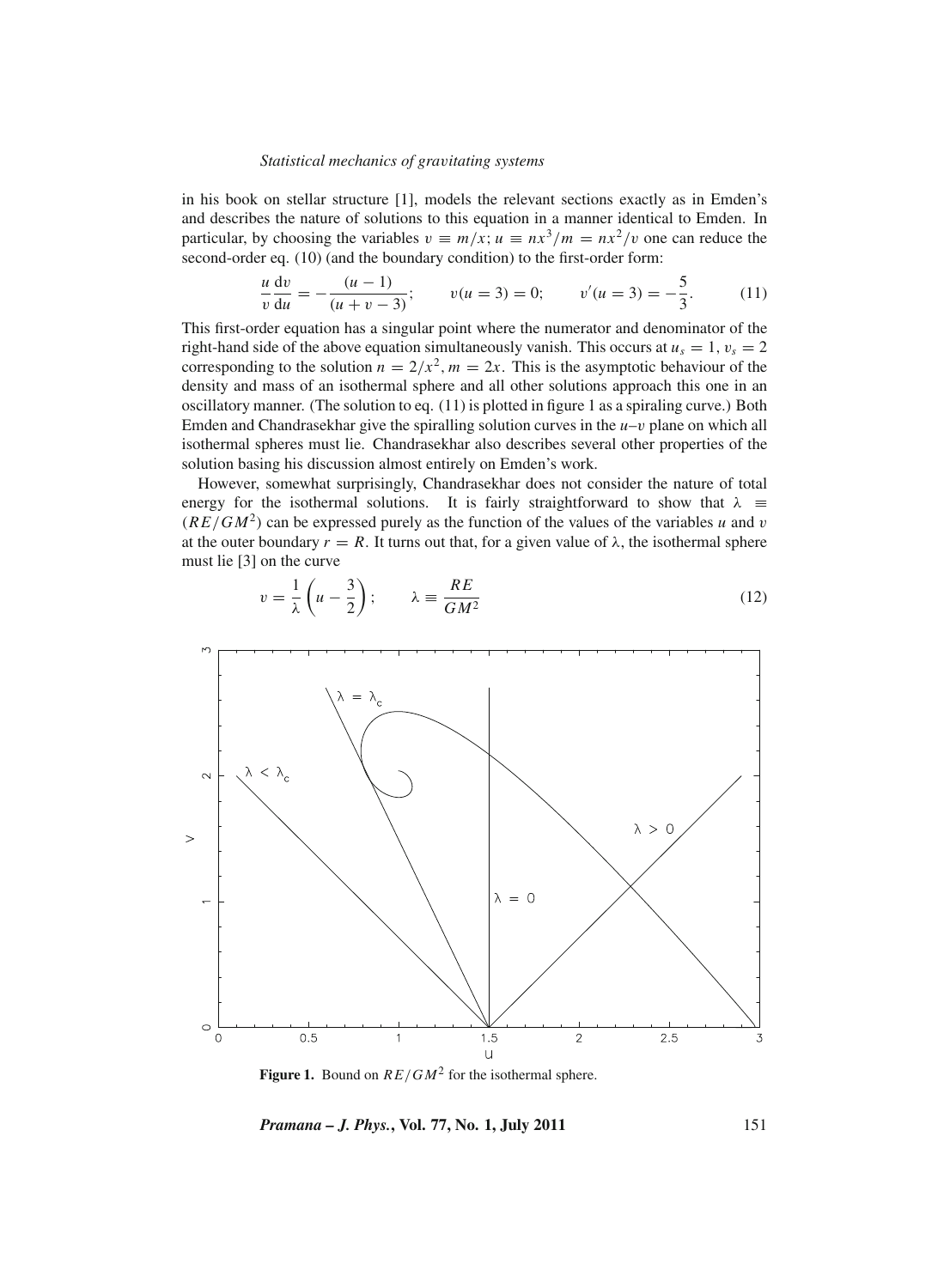in his book on stellar structure [1], models the relevant sections exactly as in Emden's and describes the nature of solutions to this equation in a manner identical to Emden. In particular, by choosing the variables $v \equiv m/x$; $u \equiv nx^3/m = nx^2/v$ one can reduce the second-order eq. (10) (and the boundary condition) to the first-order form:

$$\frac{u}{v}\frac{\mathrm{d}v}{\mathrm{d}u} = -\frac{(u-1)}{(u+v-3)}; \qquad v(u=3) = 0; \qquad v'(u=3) = -\frac{5}{3}. \tag{11}$$

This first-order equation has a singular point where the numerator and denominator of the right-hand side of the above equation simultaneously vanish. This occurs at $u_s = 1$, $v_s = 2$ corresponding to the solution $n = 2/x^2$, $m = 2x$. This is the asymptotic behaviour of the density and mass of an isothermal sphere and all other solutions approach this one in an oscillatory manner. (The solution to eq. (11) is plotted in figure 1 as a spiraling curve.) Both Emden and Chandrasekhar give the spiralling solution curves in the $u$–$v$ plane on which all isothermal spheres must lie. Chandrasekhar also describes several other properties of the solution basing his discussion almost entirely on Emden's work.

However, somewhat surprisingly, Chandrasekhar does not consider the nature of total energy for the isothermal solutions. It is fairly straightforward to show that $\lambda \equiv (RE/GM^2)$ can be expressed purely as the function of the values of the variables $u$ and $v$ at the outer boundary $r = R$. It turns out that, for a given value of $\lambda$, the isothermal sphere must lie [3] on the curve

$$v = \frac{1}{\lambda}\left(u - \frac{3}{2}\right); \qquad \lambda \equiv \frac{RE}{GM^2} \tag{12}$$

**Figure 1.** Bound on $RE/GM^2$ for the isothermal sphere.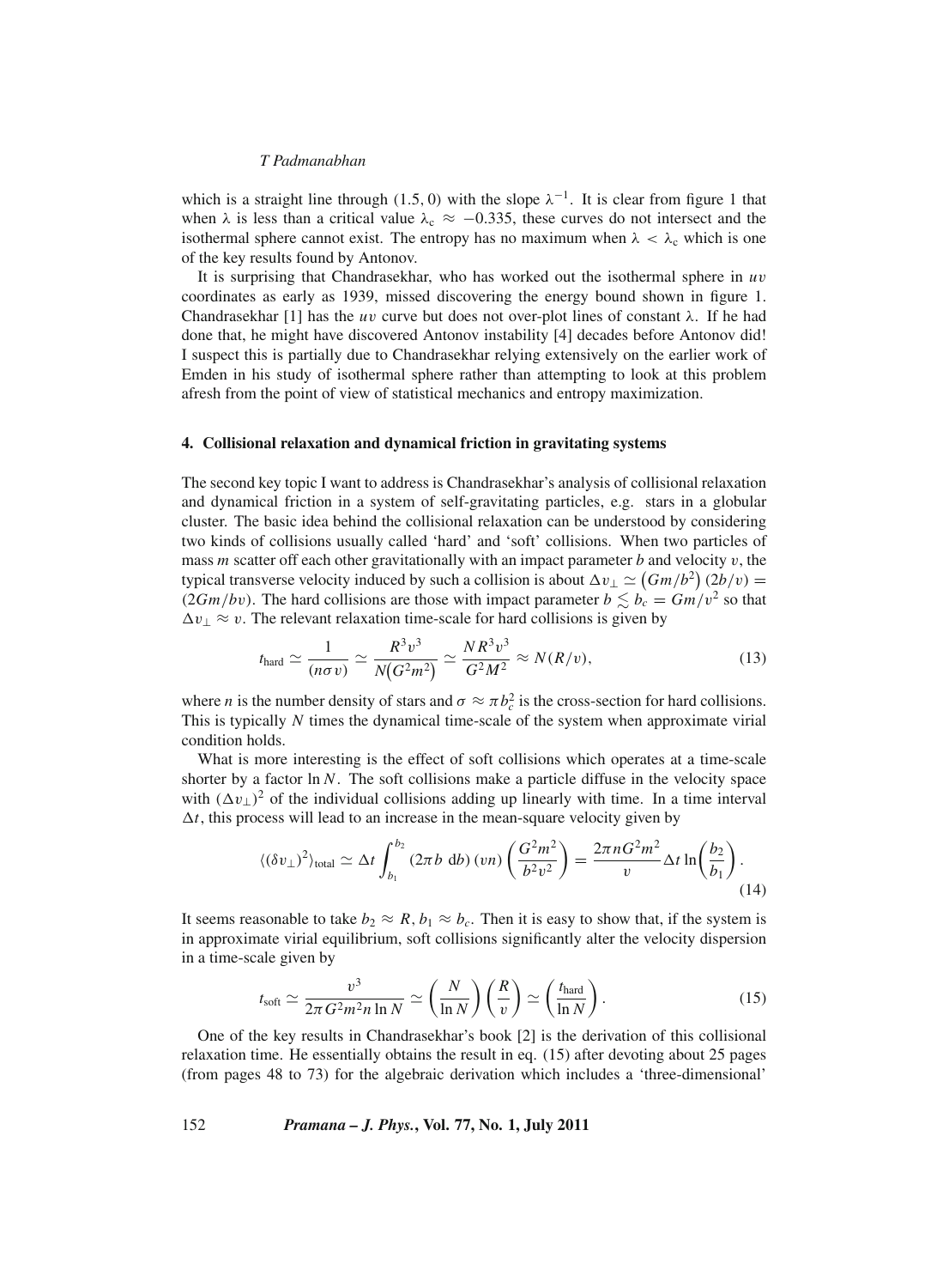which is a straight line through (1.5, 0) with the slope $\lambda^{-1}$. It is clear from figure 1 that when $\lambda$ is less than a critical value $\lambda_c \approx -0.335$, these curves do not intersect and the isothermal sphere cannot exist. The entropy has no maximum when $\lambda < \lambda_c$ which is one of the key results found by Antonov.

It is surprising that Chandrasekhar, who has worked out the isothermal sphere in $uv$ coordinates as early as 1939, missed discovering the energy bound shown in figure 1. Chandrasekhar [1] has the $uv$ curve but does not over-plot lines of constant $\lambda$. If he had done that, he might have discovered Antonov instability [4] decades before Antonov did! I suspect this is partially due to Chandrasekhar relying extensively on the earlier work of Emden in his study of isothermal sphere rather than attempting to look at this problem afresh from the point of view of statistical mechanics and entropy maximization.

## 4. Collisional relaxation and dynamical friction in gravitating systems

The second key topic I want to address is Chandrasekhar's analysis of collisional relaxation and dynamical friction in a system of self-gravitating particles, e.g. stars in a globular cluster. The basic idea behind the collisional relaxation can be understood by considering two kinds of collisions usually called 'hard' and 'soft' collisions. When two particles of mass $m$ scatter off each other gravitationally with an impact parameter $b$ and velocity $v$, the typical transverse velocity induced by such a collision is about $\Delta v_\perp \simeq \left(Gm/b^2\right)(2b/v) = (2Gm/bv)$. The hard collisions are those with impact parameter $b \lesssim b_c = Gm/v^2$ so that $\Delta v_\perp \approx v$. The relevant relaxation time-scale for hard collisions is given by

$$t_{\text{hard}} \simeq \frac{1}{(n\sigma v)} \simeq \frac{R^3 v^3}{N\left(G^2 m^2\right)} \simeq \frac{N R^3 v^3}{G^2 M^2} \approx N(R/v), \tag{13}$$

where $n$ is the number density of stars and $\sigma \approx \pi b_c^2$ is the cross-section for hard collisions. This is typically $N$ times the dynamical time-scale of the system when approximate virial condition holds.

What is more interesting is the effect of soft collisions which operates at a time-scale shorter by a factor $\ln N$. The soft collisions make a particle diffuse in the velocity space with $(\Delta v_\perp)^2$ of the individual collisions adding up linearly with time. In a time interval $\Delta t$, this process will lead to an increase in the mean-square velocity given by

$$\langle(\delta v_\perp)^2\rangle_{\text{total}} \simeq \Delta t \int_{b_1}^{b_2} (2\pi b \; \mathrm{d}b)\,(vn)\left(\frac{G^2 m^2}{b^2 v^2}\right) = \frac{2\pi n G^2 m^2}{v} \Delta t \ln\left(\frac{b_2}{b_1}\right). \tag{14}$$

It seems reasonable to take $b_2 \approx R$, $b_1 \approx b_c$. Then it is easy to show that, if the system is in approximate virial equilibrium, soft collisions significantly alter the velocity dispersion in a time-scale given by

$$t_{\text{soft}} \simeq \frac{v^3}{2\pi G^2 m^2 n \ln N} \simeq \left(\frac{N}{\ln N}\right)\left(\frac{R}{v}\right) \simeq \left(\frac{t_{\text{hard}}}{\ln N}\right). \tag{15}$$

One of the key results in Chandrasekhar's book [2] is the derivation of this collisional relaxation time. He essentially obtains the result in eq. (15) after devoting about 25 pages (from pages 48 to 73) for the algebraic derivation which includes a 'three-dimensional'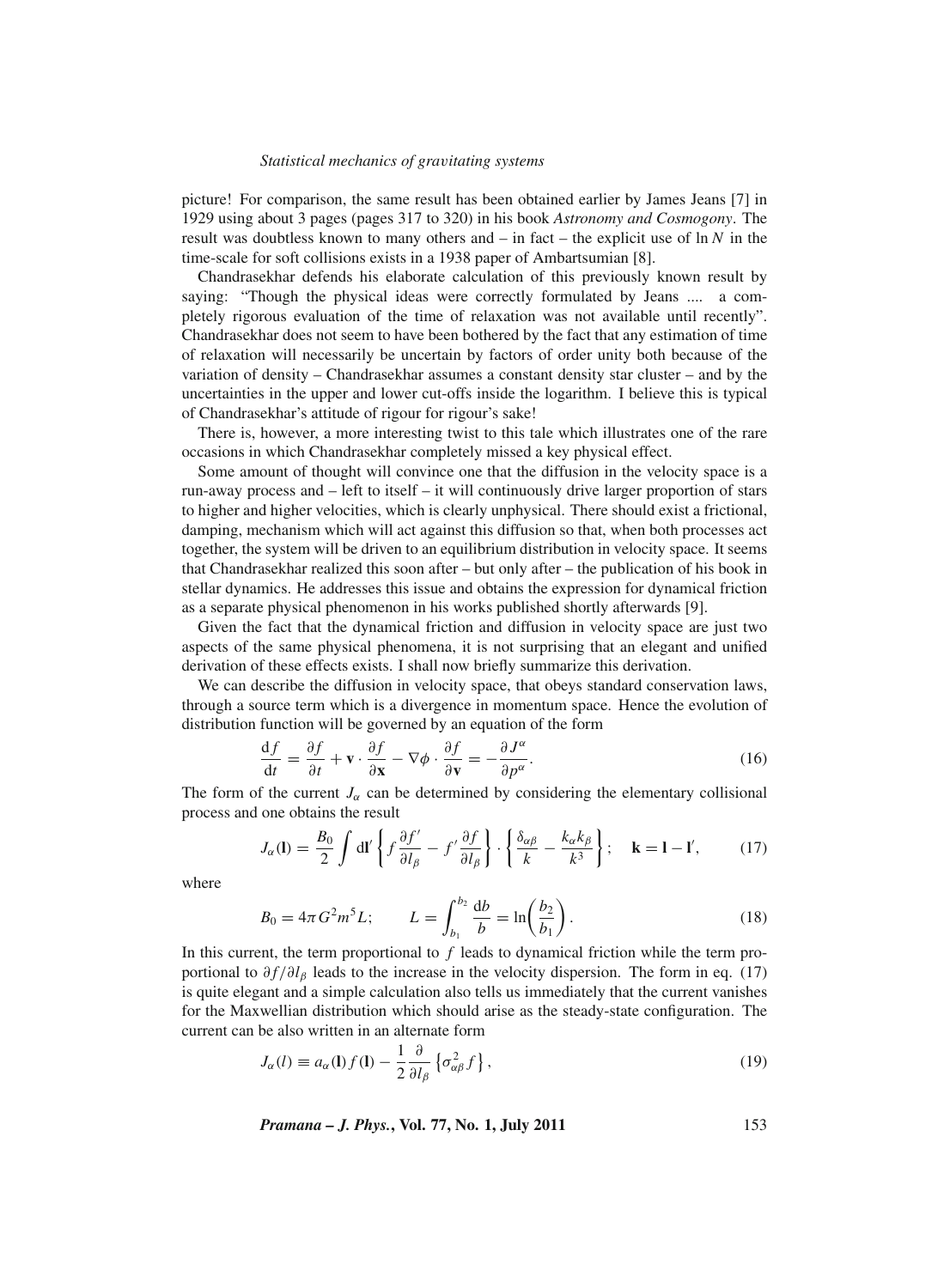picture! For comparison, the same result has been obtained earlier by James Jeans [7] in 1929 using about 3 pages (pages 317 to 320) in his book *Astronomy and Cosmogony*. The result was doubtless known to many others and – in fact – the explicit use of $\ln N$ in the time-scale for soft collisions exists in a 1938 paper of Ambartsumian [8].

Chandrasekhar defends his elaborate calculation of this previously known result by saying: "Though the physical ideas were correctly formulated by Jeans .... a completely rigorous evaluation of the time of relaxation was not available until recently". Chandrasekhar does not seem to have been bothered by the fact that any estimation of time of relaxation will necessarily be uncertain by factors of order unity both because of the variation of density – Chandrasekhar assumes a constant density star cluster – and by the uncertainties in the upper and lower cut-offs inside the logarithm. I believe this is typical of Chandrasekhar's attitude of rigour for rigour's sake!

There is, however, a more interesting twist to this tale which illustrates one of the rare occasions in which Chandrasekhar completely missed a key physical effect.

Some amount of thought will convince one that the diffusion in the velocity space is a run-away process and – left to itself – it will continuously drive larger proportion of stars to higher and higher velocities, which is clearly unphysical. There should exist a frictional, damping, mechanism which will act against this diffusion so that, when both processes act together, the system will be driven to an equilibrium distribution in velocity space. It seems that Chandrasekhar realized this soon after – but only after – the publication of his book in stellar dynamics. He addresses this issue and obtains the expression for dynamical friction as a separate physical phenomenon in his works published shortly afterwards [9].

Given the fact that the dynamical friction and diffusion in velocity space are just two aspects of the same physical phenomena, it is not surprising that an elegant and unified derivation of these effects exists. I shall now briefly summarize this derivation.

We can describe the diffusion in velocity space, that obeys standard conservation laws, through a source term which is a divergence in momentum space. Hence the evolution of distribution function will be governed by an equation of the form

$$\frac{\mathrm{d}f}{\mathrm{d}t} = \frac{\partial f}{\partial t} + \mathbf{v}\cdot\frac{\partial f}{\partial \mathbf{x}} - \nabla\phi\cdot\frac{\partial f}{\partial \mathbf{v}} = -\frac{\partial J^{\alpha}}{\partial p^{\alpha}}. \tag{16}$$

The form of the current $J_\alpha$ can be determined by considering the elementary collisional process and one obtains the result

$$J_\alpha(\mathbf{l}) = \frac{B_0}{2}\int \mathrm{d}\mathbf{l}'\left\{f\frac{\partial f'}{\partial l_\beta} - f'\frac{\partial f}{\partial l_\beta}\right\}\cdot\left\{\frac{\delta_{\alpha\beta}}{k} - \frac{k_\alpha k_\beta}{k^3}\right\};\quad \mathbf{k} = \mathbf{l} - \mathbf{l}', \tag{17}$$

where

$$B_0 = 4\pi G^2 m^5 L;\qquad L = \int_{b_1}^{b_2}\frac{\mathrm{d}b}{b} = \ln\left(\frac{b_2}{b_1}\right). \tag{18}$$

In this current, the term proportional to $f$ leads to dynamical friction while the term proportional to $\partial f/\partial l_\beta$ leads to the increase in the velocity dispersion. The form in eq. (17) is quite elegant and a simple calculation also tells us immediately that the current vanishes for the Maxwellian distribution which should arise as the steady-state configuration. The current can be also written in an alternate form

$$J_\alpha(l) \equiv a_\alpha(\mathbf{l})f(\mathbf{l}) - \frac{1}{2}\frac{\partial}{\partial l_\beta}\left\{\sigma^2_{\alpha\beta}f\right\}, \tag{19}$$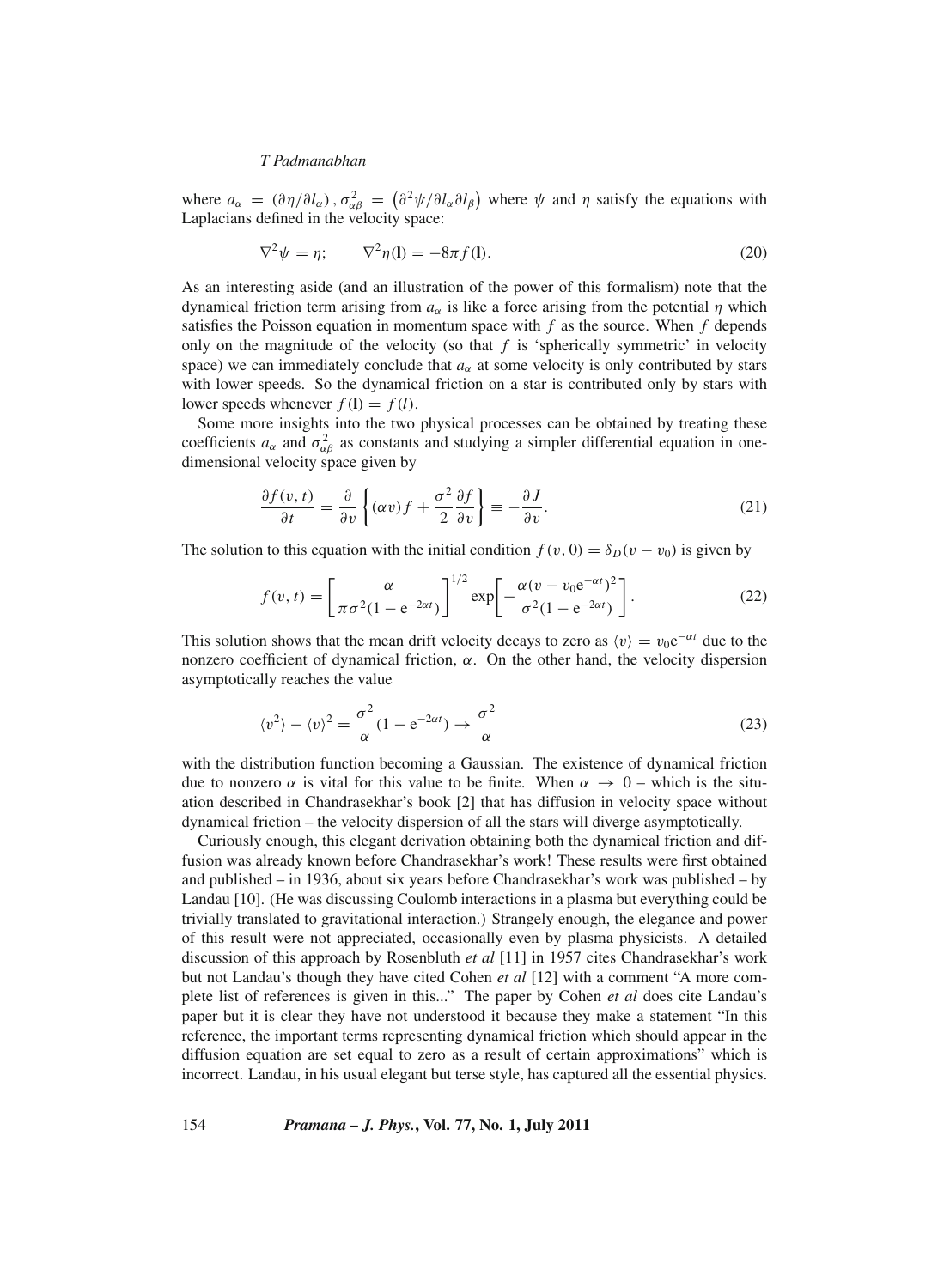where $a_\alpha = (\partial\eta/\partial l_\alpha)$, $\sigma^2_{\alpha\beta} = \left(\partial^2\psi/\partial l_\alpha \partial l_\beta\right)$ where $\psi$ and $\eta$ satisfy the equations with Laplacians defined in the velocity space:

$$\nabla^2\psi = \eta; \qquad \nabla^2\eta(\mathbf{l}) = -8\pi f(\mathbf{l}). \tag{20}$$

As an interesting aside (and an illustration of the power of this formalism) note that the dynamical friction term arising from $a_\alpha$ is like a force arising from the potential $\eta$ which satisfies the Poisson equation in momentum space with $f$ as the source. When $f$ depends only on the magnitude of the velocity (so that $f$ is 'spherically symmetric' in velocity space) we can immediately conclude that $a_\alpha$ at some velocity is only contributed by stars with lower speeds. So the dynamical friction on a star is contributed only by stars with lower speeds whenever $f(\mathbf{l}) = f(l)$.

Some more insights into the two physical processes can be obtained by treating these coefficients $a_\alpha$ and $\sigma^2_{\alpha\beta}$ as constants and studying a simpler differential equation in one-dimensional velocity space given by

$$\frac{\partial f(v,t)}{\partial t} = \frac{\partial}{\partial v}\left\{(\alpha v) f + \frac{\sigma^2}{2}\frac{\partial f}{\partial v}\right\} \equiv -\frac{\partial J}{\partial v}. \tag{21}$$

The solution to this equation with the initial condition $f(v,0) = \delta_D(v - v_0)$ is given by

$$f(v,t) = \left[\frac{\alpha}{\pi\sigma^2(1 - \mathrm{e}^{-2\alpha t})}\right]^{1/2} \exp\left[-\frac{\alpha(v - v_0\mathrm{e}^{-\alpha t})^2}{\sigma^2(1 - \mathrm{e}^{-2\alpha t})}\right]. \tag{22}$$

This solution shows that the mean drift velocity decays to zero as $\langle v\rangle = v_0\mathrm{e}^{-\alpha t}$ due to the nonzero coefficient of dynamical friction, $\alpha$. On the other hand, the velocity dispersion asymptotically reaches the value

$$\langle v^2\rangle - \langle v\rangle^2 = \frac{\sigma^2}{\alpha}(1 - \mathrm{e}^{-2\alpha t}) \to \frac{\sigma^2}{\alpha} \tag{23}$$

with the distribution function becoming a Gaussian. The existence of dynamical friction due to nonzero $\alpha$ is vital for this value to be finite. When $\alpha \to 0$ – which is the situation described in Chandrasekhar's book [2] that has diffusion in velocity space without dynamical friction – the velocity dispersion of all the stars will diverge asymptotically.

Curiously enough, this elegant derivation obtaining both the dynamical friction and diffusion was already known before Chandrasekhar's work! These results were first obtained and published – in 1936, about six years before Chandrasekhar's work was published – by Landau [10]. (He was discussing Coulomb interactions in a plasma but everything could be trivially translated to gravitational interaction.) Strangely enough, the elegance and power of this result were not appreciated, occasionally even by plasma physicists. A detailed discussion of this approach by Rosenbluth *et al* [11] in 1957 cites Chandrasekhar's work but not Landau's though they have cited Cohen *et al* [12] with a comment "A more complete list of references is given in this..." The paper by Cohen *et al* does cite Landau's paper but it is clear they have not understood it because they make a statement "In this reference, the important terms representing dynamical friction which should appear in the diffusion equation are set equal to zero as a result of certain approximations" which is incorrect. Landau, in his usual elegant but terse style, has captured all the essential physics.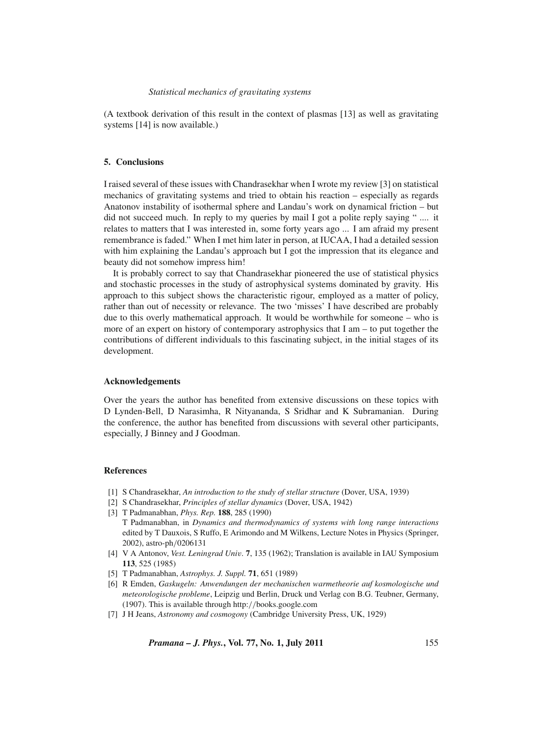(A textbook derivation of this result in the context of plasmas [13] as well as gravitating systems [14] is now available.)

## 5. Conclusions

I raised several of these issues with Chandrasekhar when I wrote my review [3] on statistical mechanics of gravitating systems and tried to obtain his reaction – especially as regards Anatonov instability of isothermal sphere and Landau's work on dynamical friction – but did not succeed much. In reply to my queries by mail I got a polite reply saying " .... it relates to matters that I was interested in, some forty years ago ... I am afraid my present remembrance is faded." When I met him later in person, at IUCAA, I had a detailed session with him explaining the Landau's approach but I got the impression that its elegance and beauty did not somehow impress him!

It is probably correct to say that Chandrasekhar pioneered the use of statistical physics and stochastic processes in the study of astrophysical systems dominated by gravity. His approach to this subject shows the characteristic rigour, employed as a matter of policy, rather than out of necessity or relevance. The two 'misses' I have described are probably due to this overly mathematical approach. It would be worthwhile for someone – who is more of an expert on history of contemporary astrophysics that I am – to put together the contributions of different individuals to this fascinating subject, in the initial stages of its development.

## Acknowledgements

Over the years the author has benefited from extensive discussions on these topics with D Lynden-Bell, D Narasimha, R Nityananda, S Sridhar and K Subramanian. During the conference, the author has benefited from discussions with several other participants, especially, J Binney and J Goodman.

## References

[1] S Chandrasekhar, *An introduction to the study of stellar structure* (Dover, USA, 1939)

[2] S Chandrasekhar, *Principles of stellar dynamics* (Dover, USA, 1942)

[3] T Padmanabhan, *Phys. Rep.* **188**, 285 (1990)
T Padmanabhan, in *Dynamics and thermodynamics of systems with long range interactions* edited by T Dauxois, S Ruffo, E Arimondo and M Wilkens, Lecture Notes in Physics (Springer, 2002), astro-ph/0206131

[4] V A Antonov, *Vest. Leningrad Univ.* **7**, 135 (1962); Translation is available in IAU Symposium **113**, 525 (1985)

[5] T Padmanabhan, *Astrophys. J. Suppl.* **71**, 651 (1989)

[6] R Emden, *Gaskugeln: Anwendungen der mechanischen warmetheorie auf kosmologische und meteorologische probleme*, Leipzig und Berlin, Druck und Verlag con B.G. Teubner, Germany, (1907). This is available through http://books.google.com

[7] J H Jeans, *Astronomy and cosmogony* (Cambridge University Press, UK, 1929)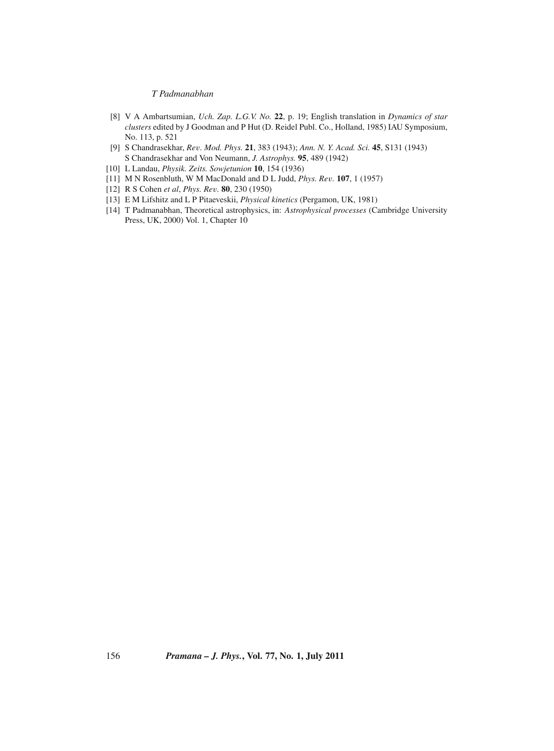[8] V A Ambartsumian, *Uch. Zap. L.G.V. No.* **22**, p. 19; English translation in *Dynamics of star clusters* edited by J Goodman and P Hut (D. Reidel Publ. Co., Holland, 1985) IAU Symposium, No. 113, p. 521

[9] S Chandrasekhar, *Rev. Mod. Phys.* **21**, 383 (1943); *Ann. N. Y. Acad. Sci.* **45**, S131 (1943)
S Chandrasekhar and Von Neumann, *J. Astrophys.* **95**, 489 (1942)

[10] L Landau, *Physik. Zeits. Sowjetunion* **10**, 154 (1936)

[11] M N Rosenbluth, W M MacDonald and D L Judd, *Phys. Rev.* **107**, 1 (1957)

[12] R S Cohen *et al*, *Phys. Rev.* **80**, 230 (1950)

[13] E M Lifshitz and L P Pitaeveskii, *Physical kinetics* (Pergamon, UK, 1981)

[14] T Padmanabhan, Theoretical astrophysics, in: *Astrophysical processes* (Cambridge University Press, UK, 2000) Vol. 1, Chapter 10